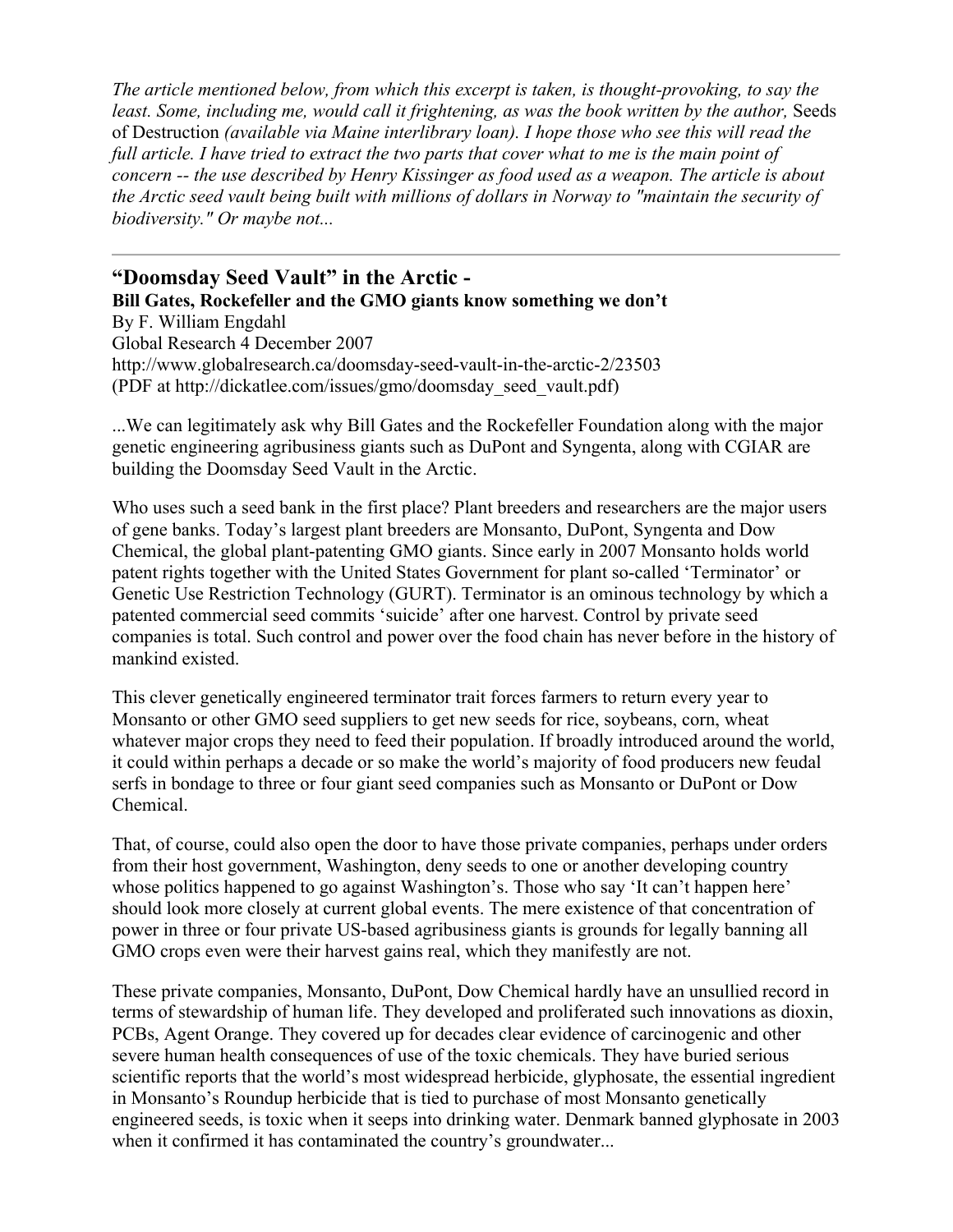*The article mentioned below, from which this excerpt is taken, is thought-provoking, to say the least. Some, including me, would call it frightening, as was the book written by the author,* Seeds of Destruction *(available via Maine interlibrary loan). I hope those who see this will read the full article. I have tried to extract the two parts that cover what to me is the main point of concern -- the use described by Henry Kissinger as food used as a weapon. The article is about the Arctic seed vault being built with millions of dollars in Norway to "maintain the security of biodiversity." Or maybe not...*

---

## "Doomsday Seed Vault" in the Arctic -

**Bill Gates, Rockefeller and the GMO giants know something we don't**

By F. William Engdahl
Global Research 4 December 2007
http://www.globalresearch.ca/doomsday-seed-vault-in-the-arctic-2/23503
(PDF at http://dickatlee.com/issues/gmo/doomsday_seed_vault.pdf)

...We can legitimately ask why Bill Gates and the Rockefeller Foundation along with the major genetic engineering agribusiness giants such as DuPont and Syngenta, along with CGIAR are building the Doomsday Seed Vault in the Arctic.

Who uses such a seed bank in the first place? Plant breeders and researchers are the major users of gene banks. Today's largest plant breeders are Monsanto, DuPont, Syngenta and Dow Chemical, the global plant-patenting GMO giants. Since early in 2007 Monsanto holds world patent rights together with the United States Government for plant so-called 'Terminator' or Genetic Use Restriction Technology (GURT). Terminator is an ominous technology by which a patented commercial seed commits 'suicide' after one harvest. Control by private seed companies is total. Such control and power over the food chain has never before in the history of mankind existed.

This clever genetically engineered terminator trait forces farmers to return every year to Monsanto or other GMO seed suppliers to get new seeds for rice, soybeans, corn, wheat whatever major crops they need to feed their population. If broadly introduced around the world, it could within perhaps a decade or so make the world's majority of food producers new feudal serfs in bondage to three or four giant seed companies such as Monsanto or DuPont or Dow Chemical.

That, of course, could also open the door to have those private companies, perhaps under orders from their host government, Washington, deny seeds to one or another developing country whose politics happened to go against Washington's. Those who say 'It can't happen here' should look more closely at current global events. The mere existence of that concentration of power in three or four private US-based agribusiness giants is grounds for legally banning all GMO crops even were their harvest gains real, which they manifestly are not.

These private companies, Monsanto, DuPont, Dow Chemical hardly have an unsullied record in terms of stewardship of human life. They developed and proliferated such innovations as dioxin, PCBs, Agent Orange. They covered up for decades clear evidence of carcinogenic and other severe human health consequences of use of the toxic chemicals. They have buried serious scientific reports that the world's most widespread herbicide, glyphosate, the essential ingredient in Monsanto's Roundup herbicide that is tied to purchase of most Monsanto genetically engineered seeds, is toxic when it seeps into drinking water. Denmark banned glyphosate in 2003 when it confirmed it has contaminated the country's groundwater...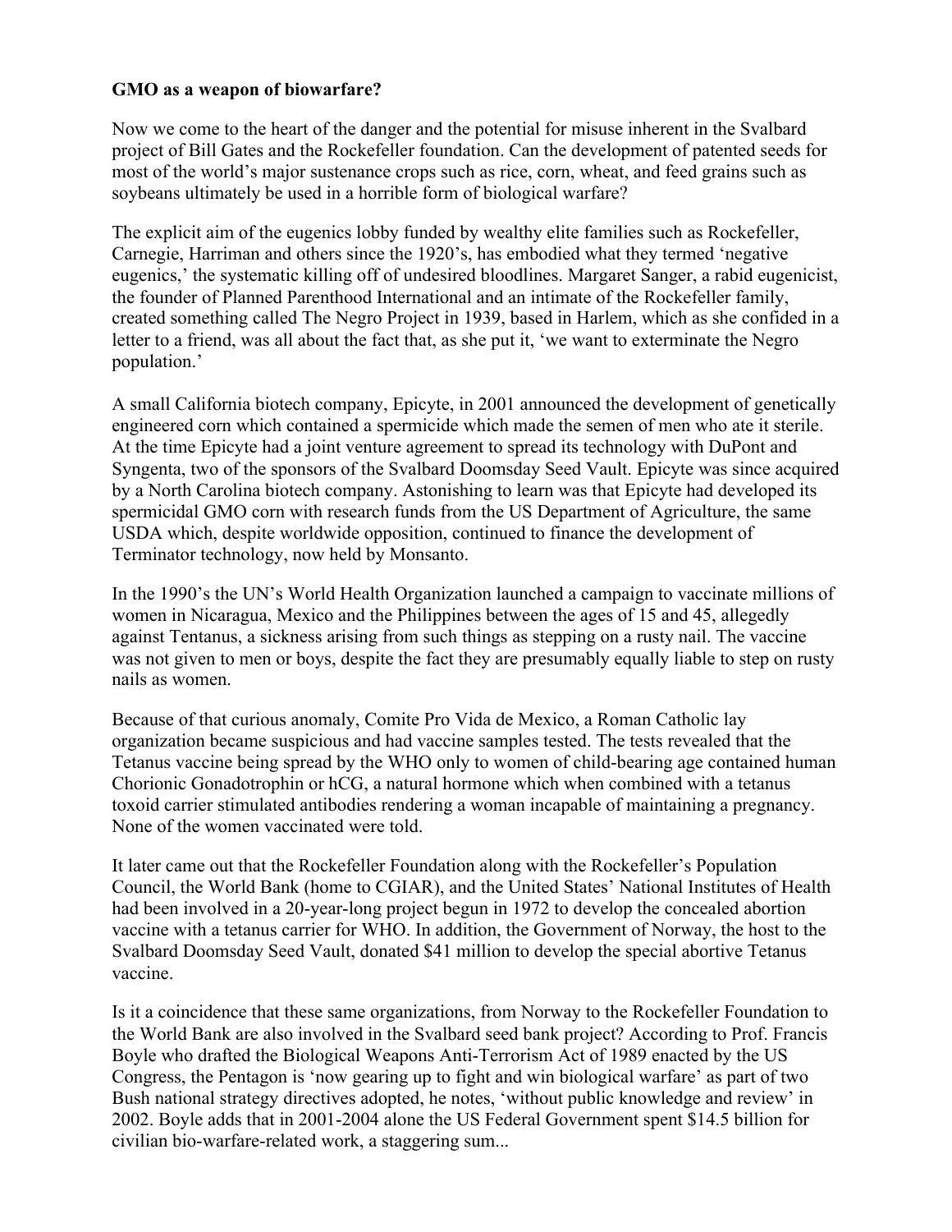**GMO as a weapon of biowarfare?**

Now we come to the heart of the danger and the potential for misuse inherent in the Svalbard project of Bill Gates and the Rockefeller foundation. Can the development of patented seeds for most of the world's major sustenance crops such as rice, corn, wheat, and feed grains such as soybeans ultimately be used in a horrible form of biological warfare?

The explicit aim of the eugenics lobby funded by wealthy elite families such as Rockefeller, Carnegie, Harriman and others since the 1920's, has embodied what they termed 'negative eugenics,' the systematic killing off of undesired bloodlines. Margaret Sanger, a rabid eugenicist, the founder of Planned Parenthood International and an intimate of the Rockefeller family, created something called The Negro Project in 1939, based in Harlem, which as she confided in a letter to a friend, was all about the fact that, as she put it, 'we want to exterminate the Negro population.'

A small California biotech company, Epicyte, in 2001 announced the development of genetically engineered corn which contained a spermicide which made the semen of men who ate it sterile. At the time Epicyte had a joint venture agreement to spread its technology with DuPont and Syngenta, two of the sponsors of the Svalbard Doomsday Seed Vault. Epicyte was since acquired by a North Carolina biotech company. Astonishing to learn was that Epicyte had developed its spermicidal GMO corn with research funds from the US Department of Agriculture, the same USDA which, despite worldwide opposition, continued to finance the development of Terminator technology, now held by Monsanto.

In the 1990's the UN's World Health Organization launched a campaign to vaccinate millions of women in Nicaragua, Mexico and the Philippines between the ages of 15 and 45, allegedly against Tentanus, a sickness arising from such things as stepping on a rusty nail. The vaccine was not given to men or boys, despite the fact they are presumably equally liable to step on rusty nails as women.

Because of that curious anomaly, Comite Pro Vida de Mexico, a Roman Catholic lay organization became suspicious and had vaccine samples tested. The tests revealed that the Tetanus vaccine being spread by the WHO only to women of child-bearing age contained human Chorionic Gonadotrophin or hCG, a natural hormone which when combined with a tetanus toxoid carrier stimulated antibodies rendering a woman incapable of maintaining a pregnancy. None of the women vaccinated were told.

It later came out that the Rockefeller Foundation along with the Rockefeller's Population Council, the World Bank (home to CGIAR), and the United States' National Institutes of Health had been involved in a 20-year-long project begun in 1972 to develop the concealed abortion vaccine with a tetanus carrier for WHO. In addition, the Government of Norway, the host to the Svalbard Doomsday Seed Vault, donated $41 million to develop the special abortive Tetanus vaccine.

Is it a coincidence that these same organizations, from Norway to the Rockefeller Foundation to the World Bank are also involved in the Svalbard seed bank project? According to Prof. Francis Boyle who drafted the Biological Weapons Anti-Terrorism Act of 1989 enacted by the US Congress, the Pentagon is 'now gearing up to fight and win biological warfare' as part of two Bush national strategy directives adopted, he notes, 'without public knowledge and review' in 2002. Boyle adds that in 2001-2004 alone the US Federal Government spent $14.5 billion for civilian bio-warfare-related work, a staggering sum...